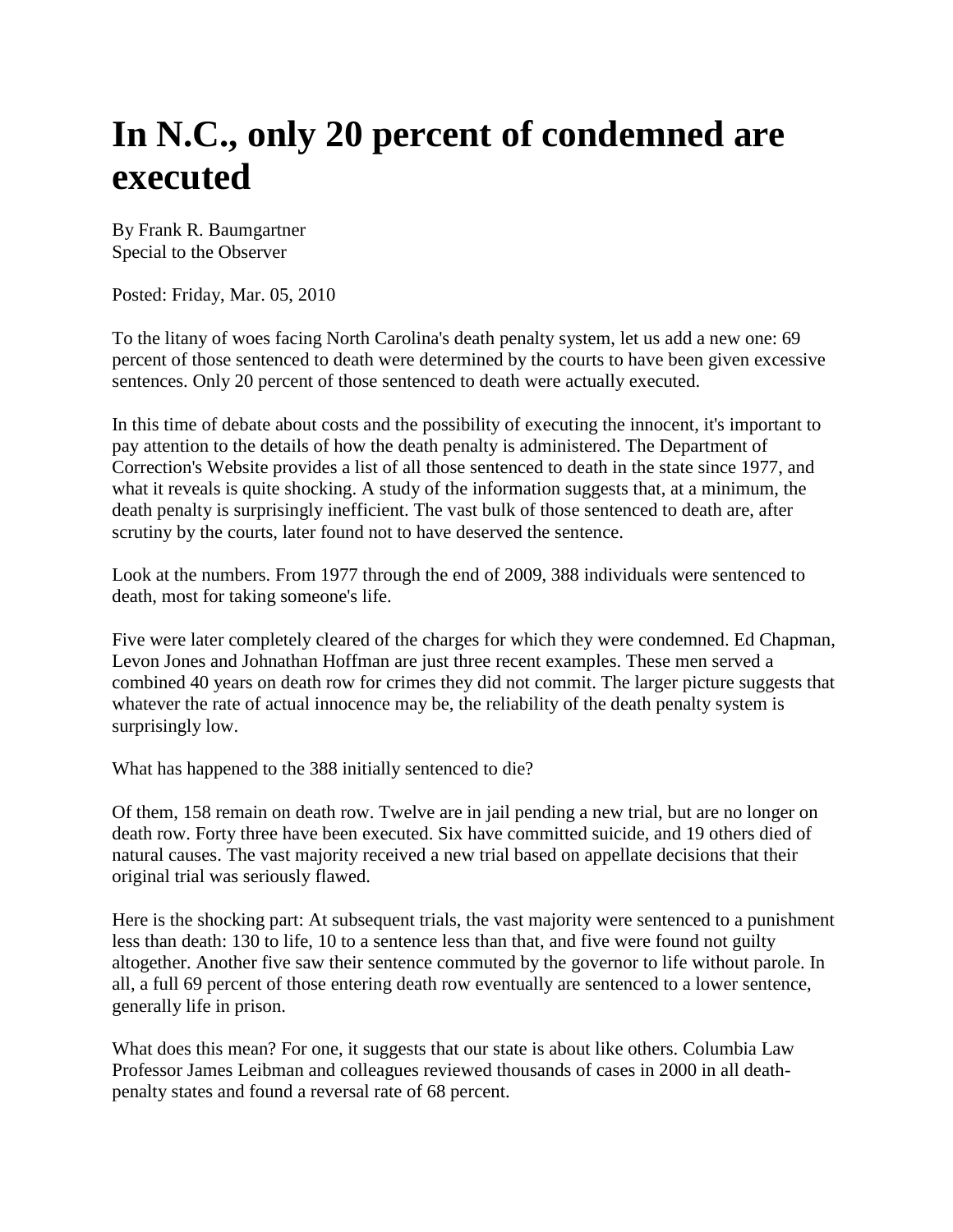# In N.C., only 20 percent of condemned are executed

By Frank R. Baumgartner
Special to the Observer

Posted: Friday, Mar. 05, 2010

To the litany of woes facing North Carolina's death penalty system, let us add a new one: 69 percent of those sentenced to death were determined by the courts to have been given excessive sentences. Only 20 percent of those sentenced to death were actually executed.

In this time of debate about costs and the possibility of executing the innocent, it's important to pay attention to the details of how the death penalty is administered. The Department of Correction's Website provides a list of all those sentenced to death in the state since 1977, and what it reveals is quite shocking. A study of the information suggests that, at a minimum, the death penalty is surprisingly inefficient. The vast bulk of those sentenced to death are, after scrutiny by the courts, later found not to have deserved the sentence.

Look at the numbers. From 1977 through the end of 2009, 388 individuals were sentenced to death, most for taking someone's life.

Five were later completely cleared of the charges for which they were condemned. Ed Chapman, Levon Jones and Johnathan Hoffman are just three recent examples. These men served a combined 40 years on death row for crimes they did not commit. The larger picture suggests that whatever the rate of actual innocence may be, the reliability of the death penalty system is surprisingly low.

What has happened to the 388 initially sentenced to die?

Of them, 158 remain on death row. Twelve are in jail pending a new trial, but are no longer on death row. Forty three have been executed. Six have committed suicide, and 19 others died of natural causes. The vast majority received a new trial based on appellate decisions that their original trial was seriously flawed.

Here is the shocking part: At subsequent trials, the vast majority were sentenced to a punishment less than death: 130 to life, 10 to a sentence less than that, and five were found not guilty altogether. Another five saw their sentence commuted by the governor to life without parole. In all, a full 69 percent of those entering death row eventually are sentenced to a lower sentence, generally life in prison.

What does this mean? For one, it suggests that our state is about like others. Columbia Law Professor James Leibman and colleagues reviewed thousands of cases in 2000 in all death-penalty states and found a reversal rate of 68 percent.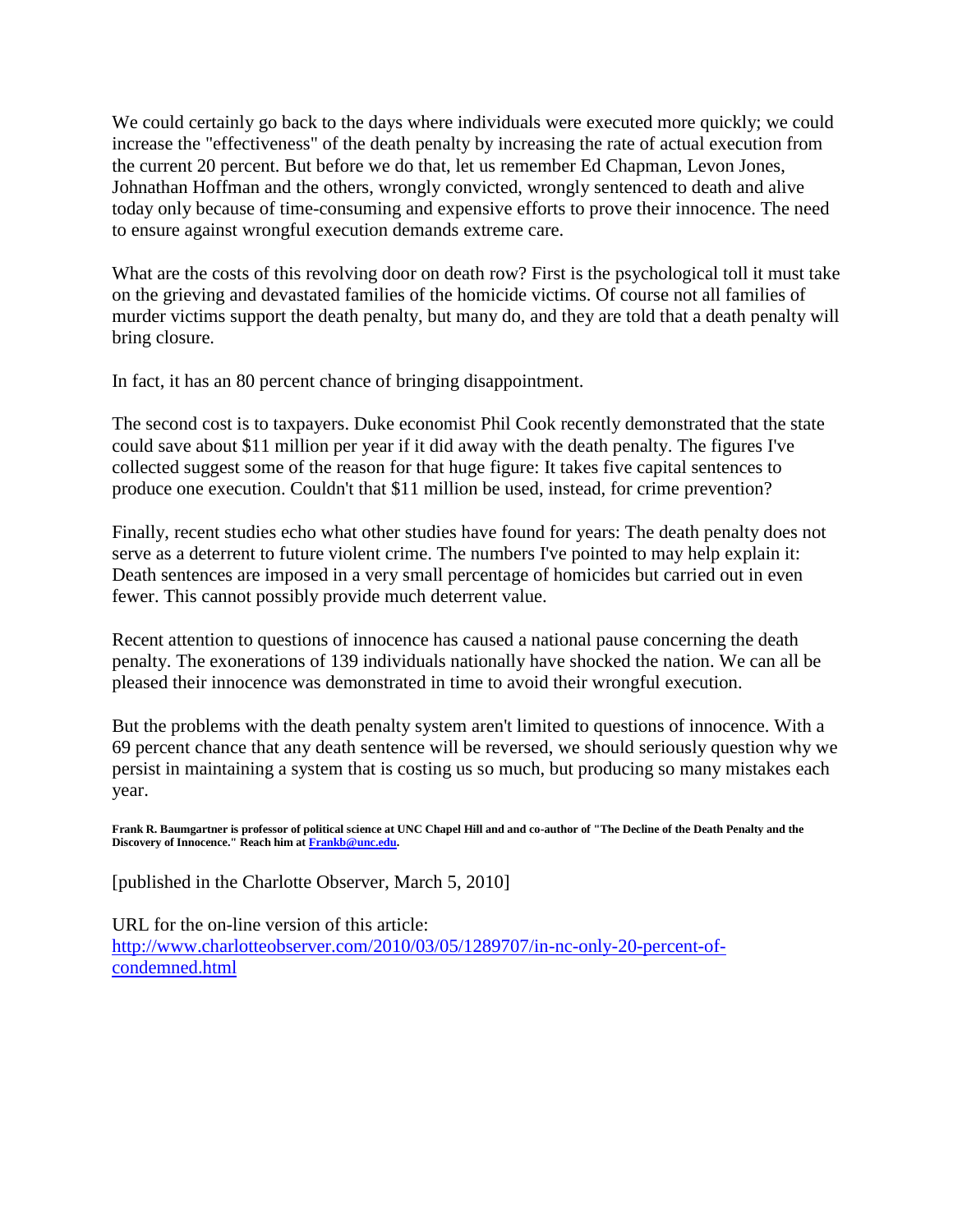We could certainly go back to the days where individuals were executed more quickly; we could increase the "effectiveness" of the death penalty by increasing the rate of actual execution from the current 20 percent. But before we do that, let us remember Ed Chapman, Levon Jones, Johnathan Hoffman and the others, wrongly convicted, wrongly sentenced to death and alive today only because of time-consuming and expensive efforts to prove their innocence. The need to ensure against wrongful execution demands extreme care.

What are the costs of this revolving door on death row? First is the psychological toll it must take on the grieving and devastated families of the homicide victims. Of course not all families of murder victims support the death penalty, but many do, and they are told that a death penalty will bring closure.

In fact, it has an 80 percent chance of bringing disappointment.

The second cost is to taxpayers. Duke economist Phil Cook recently demonstrated that the state could save about $11 million per year if it did away with the death penalty. The figures I've collected suggest some of the reason for that huge figure: It takes five capital sentences to produce one execution. Couldn't that $11 million be used, instead, for crime prevention?

Finally, recent studies echo what other studies have found for years: The death penalty does not serve as a deterrent to future violent crime. The numbers I've pointed to may help explain it: Death sentences are imposed in a very small percentage of homicides but carried out in even fewer. This cannot possibly provide much deterrent value.

Recent attention to questions of innocence has caused a national pause concerning the death penalty. The exonerations of 139 individuals nationally have shocked the nation. We can all be pleased their innocence was demonstrated in time to avoid their wrongful execution.

But the problems with the death penalty system aren't limited to questions of innocence. With a 69 percent chance that any death sentence will be reversed, we should seriously question why we persist in maintaining a system that is costing us so much, but producing so many mistakes each year.

**Frank R. Baumgartner is professor of political science at UNC Chapel Hill and and co-author of "The Decline of the Death Penalty and the Discovery of Innocence." Reach him at [Frankb@unc.edu](mailto:Frankb@unc.edu).**

[published in the Charlotte Observer, March 5, 2010]

URL for the on-line version of this article:
[http://www.charlotteobserver.com/2010/03/05/1289707/in-nc-only-20-percent-of-condemned.html](http://www.charlotteobserver.com/2010/03/05/1289707/in-nc-only-20-percent-of-condemned.html)